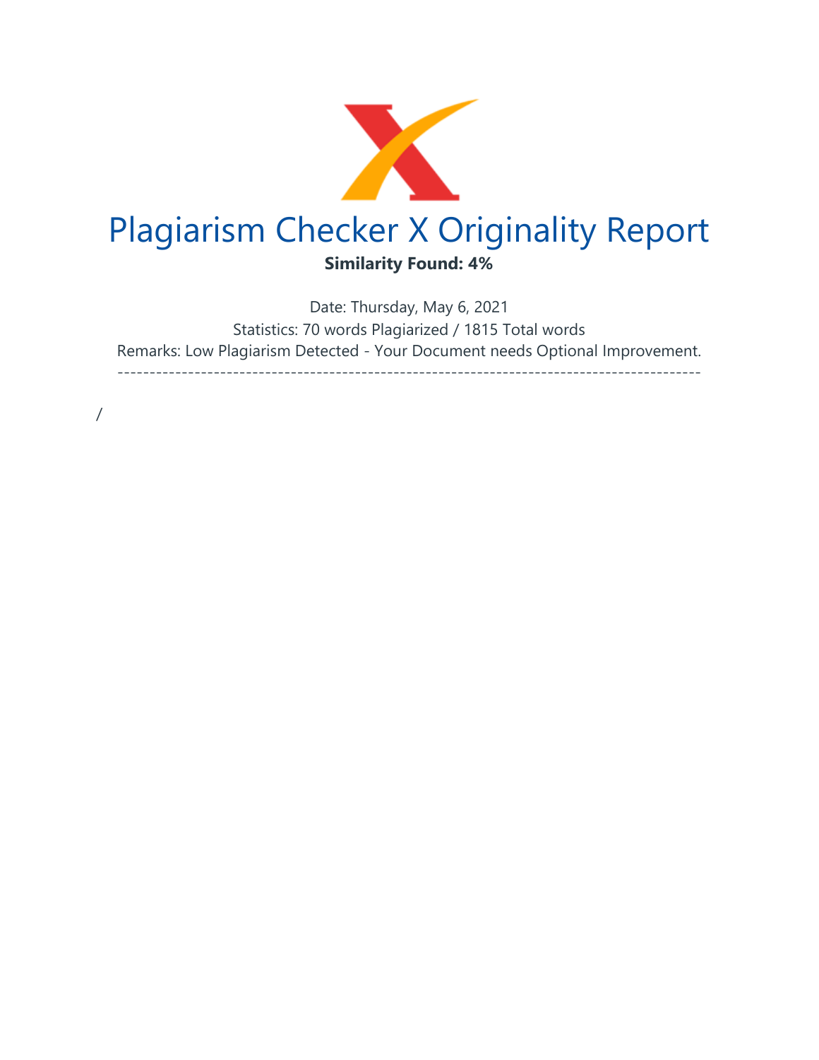# Plagiarism Checker X Originality Report

**Similarity Found: 4%**

Date: Thursday, May 6, 2021

Statistics: 70 words Plagiarized / 1815 Total words

Remarks: Low Plagiarism Detected - Your Document needs Optional Improvement.

-------------------------------------------------------------------------------------------

/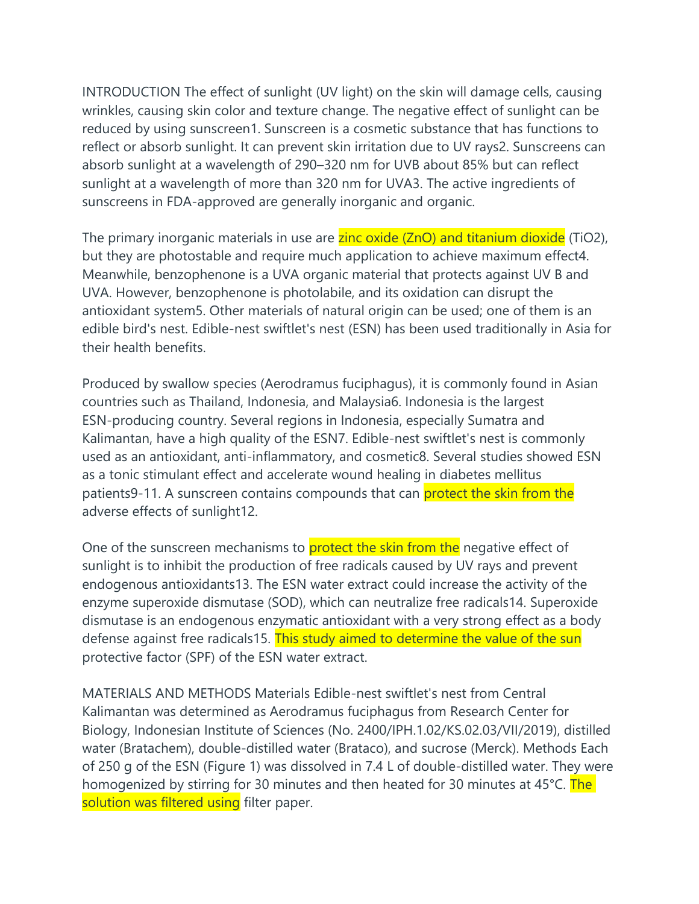INTRODUCTION The effect of sunlight (UV light) on the skin will damage cells, causing wrinkles, causing skin color and texture change. The negative effect of sunlight can be reduced by using sunscreen[1]. Sunscreen is a cosmetic substance that has functions to reflect or absorb sunlight. It can prevent skin irritation due to UV rays[2]. Sunscreens can absorb sunlight at a wavelength of 290–320 nm for UVB about 85% but can reflect sunlight at a wavelength of more than 320 nm for UVA[3]. The active ingredients of sunscreens in FDA-approved are generally inorganic and organic.

The primary inorganic materials in use are zinc oxide (ZnO) and titanium dioxide ($TiO_2$), but they are photostable and require much application to achieve maximum effect[4]. Meanwhile, benzophenone is a UVA organic material that protects against UV B and UVA. However, benzophenone is photolabile, and its oxidation can disrupt the antioxidant system[5]. Other materials of natural origin can be used; one of them is an edible bird's nest. Edible-nest swiftlet's nest (ESN) has been used traditionally in Asia for their health benefits.

Produced by swallow species (Aerodramus fuciphagus), it is commonly found in Asian countries such as Thailand, Indonesia, and Malaysia[6]. Indonesia is the largest ESN-producing country. Several regions in Indonesia, especially Sumatra and Kalimantan, have a high quality of the ESN[7]. Edible-nest swiftlet's nest is commonly used as an antioxidant, anti-inflammatory, and cosmetic[8]. Several studies showed ESN as a tonic stimulant effect and accelerate wound healing in diabetes mellitus patients[9-11]. A sunscreen contains compounds that can protect the skin from the adverse effects of sunlight[12].

One of the sunscreen mechanisms to protect the skin from the negative effect of sunlight is to inhibit the production of free radicals caused by UV rays and prevent endogenous antioxidants[13]. The ESN water extract could increase the activity of the enzyme superoxide dismutase (SOD), which can neutralize free radicals[14]. Superoxide dismutase is an endogenous enzymatic antioxidant with a very strong effect as a body defense against free radicals[15]. This study aimed to determine the value of the sun protective factor (SPF) of the ESN water extract.

MATERIALS AND METHODS Materials Edible-nest swiftlet's nest from Central Kalimantan was determined as Aerodramus fuciphagus from Research Center for Biology, Indonesian Institute of Sciences (No. 2400/IPH.1.02/KS.02.03/VII/2019), distilled water (Bratachem), double-distilled water (Brataco), and sucrose (Merck). Methods Each of 250 g of the ESN (Figure 1) was dissolved in 7.4 L of double-distilled water. They were homogenized by stirring for 30 minutes and then heated for 30 minutes at 45°C. The solution was filtered using filter paper.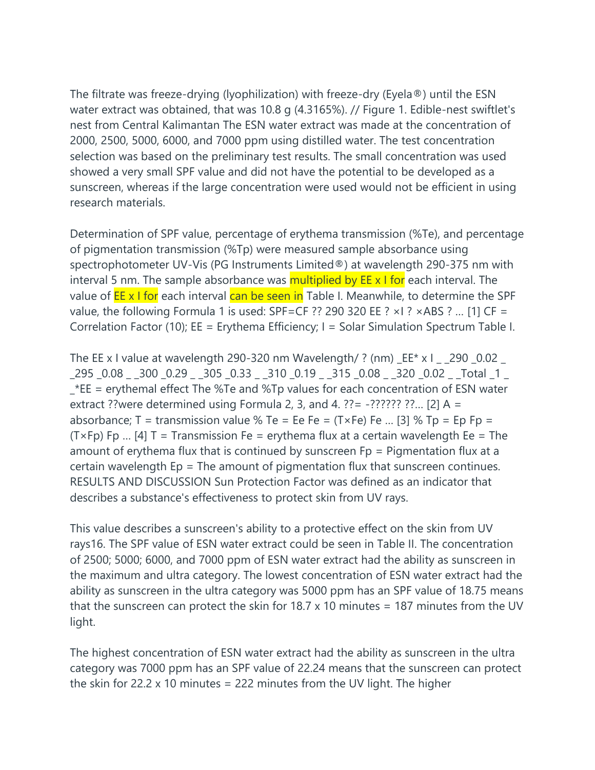The filtrate was freeze-drying (lyophilization) with freeze-dry (Eyela®) until the ESN water extract was obtained, that was 10.8 g (4.3165%). // Figure 1. Edible-nest swiftlet's nest from Central Kalimantan The ESN water extract was made at the concentration of 2000, 2500, 5000, 6000, and 7000 ppm using distilled water. The test concentration selection was based on the preliminary test results. The small concentration was used showed a very small SPF value and did not have the potential to be developed as a sunscreen, whereas if the large concentration were used would not be efficient in using research materials.

Determination of SPF value, percentage of erythema transmission (%Te), and percentage of pigmentation transmission (%Tp) were measured sample absorbance using spectrophotometer UV-Vis (PG Instruments Limited®) at wavelength 290-375 nm with interval 5 nm. The sample absorbance was multiplied by EE x I for each interval. The value of EE x I for each interval can be seen in Table I. Meanwhile, to determine the SPF value, the following Formula 1 is used: SPF=CF ?? 290 320 EE ? ×I ? ×ABS ? ... [1] CF = Correlation Factor (10); EE = Erythema Efficiency; I = Solar Simulation Spectrum Table I.

The EE x I value at wavelength 290-320 nm Wavelength/ ? (nm) _EE* x I _ _290 _0.02 _ _295 _0.08 _ _300 _0.29 _ _305 _0.33 _ _310 _0.19 _ _315 _0.08 _ _320 _0.02 _ _Total _1 _ _*EE = erythemal effect The %Te and %Tp values for each concentration of ESN water extract ??were determined using Formula 2, 3, and 4. ??= -?????? ??... [2] A = absorbance; T = transmission value % Te = Ee Fe = (T×Fe) Fe ... [3] % Tp = Ep Fp = (T×Fp) Fp ... [4] T = Transmission Fe = erythema flux at a certain wavelength Ee = The amount of erythema flux that is continued by sunscreen Fp = Pigmentation flux at a certain wavelength Ep = The amount of pigmentation flux that sunscreen continues. RESULTS AND DISCUSSION Sun Protection Factor was defined as an indicator that describes a substance's effectiveness to protect skin from UV rays.

This value describes a sunscreen's ability to a protective effect on the skin from UV rays16. The SPF value of ESN water extract could be seen in Table II. The concentration of 2500; 5000; 6000, and 7000 ppm of ESN water extract had the ability as sunscreen in the maximum and ultra category. The lowest concentration of ESN water extract had the ability as sunscreen in the ultra category was 5000 ppm has an SPF value of 18.75 means that the sunscreen can protect the skin for 18.7 x 10 minutes = 187 minutes from the UV light.

The highest concentration of ESN water extract had the ability as sunscreen in the ultra category was 7000 ppm has an SPF value of 22.24 means that the sunscreen can protect the skin for 22.2 x 10 minutes = 222 minutes from the UV light. The higher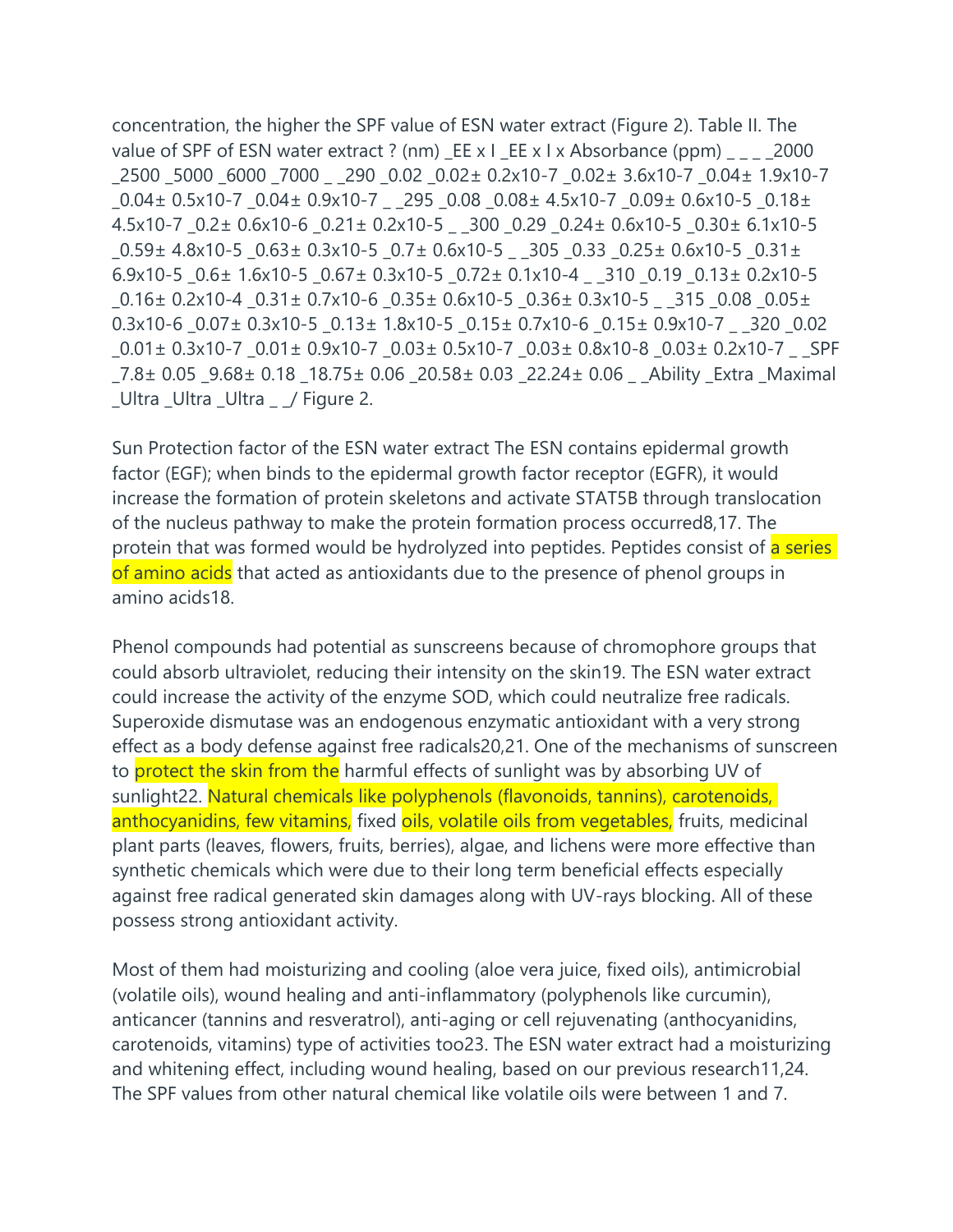concentration, the higher the SPF value of ESN water extract (Figure 2).

Table II. The value of SPF of ESN water extract

| ? (nm) | EE x I | EE x I x Absorbance (ppm) | | | | |
|---|---|---|---|---|---|---|
| | | 2000 | 2500 | 5000 | 6000 | 7000 |
| 290 | 0.02 | 0.02 ± $0.2 \times 10^{-7}$ | 0.02 ± $3.6 \times 10^{-7}$ | 0.04 ± $1.9 \times 10^{-7}$ | 0.04 ± $0.5 \times 10^{-7}$ | 0.04 ± $0.9 \times 10^{-7}$ |
| 295 | 0.08 | 0.08 ± $4.5 \times 10^{-7}$ | 0.09 ± $0.6 \times 10^{-5}$ | 0.18 ± $4.5 \times 10^{-7}$ | 0.2 ± $0.6 \times 10^{-6}$ | 0.21 ± $0.2 \times 10^{-5}$ |
| 300 | 0.29 | 0.24 ± $0.6 \times 10^{-5}$ | 0.30 ± $6.1 \times 10^{-5}$ | 0.59 ± $4.8 \times 10^{-5}$ | 0.63 ± $0.3 \times 10^{-5}$ | 0.7 ± $0.6 \times 10^{-5}$ |
| 305 | 0.33 | 0.25 ± $0.6 \times 10^{-5}$ | 0.31 ± $6.9 \times 10^{-5}$ | 0.6 ± $1.6 \times 10^{-5}$ | 0.67 ± $0.3 \times 10^{-5}$ | 0.72 ± $0.1 \times 10^{-4}$ |
| 310 | 0.19 | 0.13 ± $0.2 \times 10^{-5}$ | 0.16 ± $0.2 \times 10^{-4}$ | 0.31 ± $0.7 \times 10^{-6}$ | 0.35 ± $0.6 \times 10^{-5}$ | 0.36 ± $0.3 \times 10^{-5}$ |
| 315 | 0.08 | 0.05 ± $0.3 \times 10^{-6}$ | 0.07 ± $0.3 \times 10^{-5}$ | 0.13 ± $1.8 \times 10^{-5}$ | 0.15 ± $0.7 \times 10^{-6}$ | 0.15 ± $0.9 \times 10^{-7}$ |
| 320 | 0.02 | 0.01 ± $0.3 \times 10^{-7}$ | 0.01 ± $0.9 \times 10^{-7}$ | 0.03 ± $0.5 \times 10^{-7}$ | 0.03 ± $0.8 \times 10^{-8}$ | 0.03 ± $0.2 \times 10^{-7}$ |
| SPF | | 7.8 ± 0.05 | 9.68 ± 0.18 | 18.75 ± 0.06 | 20.58 ± 0.03 | 22.24 ± 0.06 |
| Ability | | Extra | Maximal | Ultra | Ultra | Ultra |

Figure 2. Sun Protection factor of the ESN water extract

The ESN contains epidermal growth factor (EGF); when binds to the epidermal growth factor receptor (EGFR), it would increase the formation of protein skeletons and activate STAT5B through translocation of the nucleus pathway to make the protein formation process occurred[8,17]. The protein that was formed would be hydrolyzed into peptides. Peptides consist of a series of amino acids that acted as antioxidants due to the presence of phenol groups in amino acids[18].

Phenol compounds had potential as sunscreens because of chromophore groups that could absorb ultraviolet, reducing their intensity on the skin[19]. The ESN water extract could increase the activity of the enzyme SOD, which could neutralize free radicals. Superoxide dismutase was an endogenous enzymatic antioxidant with a very strong effect as a body defense against free radicals[20,21]. One of the mechanisms of sunscreen to protect the skin from the harmful effects of sunlight was by absorbing UV of sunlight[22]. Natural chemicals like polyphenols (flavonoids, tannins), carotenoids, anthocyanidins, few vitamins, fixed oils, volatile oils from vegetables, fruits, medicinal plant parts (leaves, flowers, fruits, berries), algae, and lichens were more effective than synthetic chemicals which were due to their long term beneficial effects especially against free radical generated skin damages along with UV-rays blocking. All of these possess strong antioxidant activity.

Most of them had moisturizing and cooling (aloe vera juice, fixed oils), antimicrobial (volatile oils), wound healing and anti-inflammatory (polyphenols like curcumin), anticancer (tannins and resveratrol), anti-aging or cell rejuvenating (anthocyanidins, carotenoids, vitamins) type of activities too[23]. The ESN water extract had a moisturizing and whitening effect, including wound healing, based on our previous research[11,24]. The SPF values from other natural chemical like volatile oils were between 1 and 7.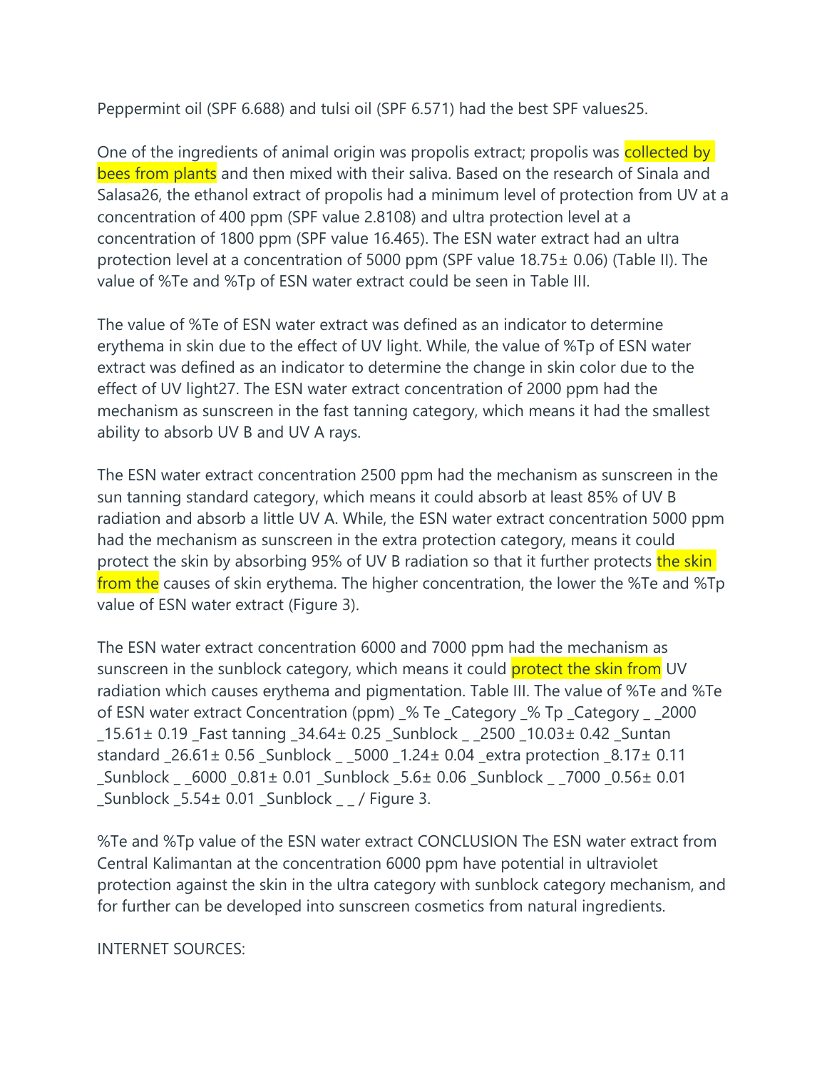Peppermint oil (SPF 6.688) and tulsi oil (SPF 6.571) had the best SPF values25.

One of the ingredients of animal origin was propolis extract; propolis was collected by bees from plants and then mixed with their saliva. Based on the research of Sinala and Salasa26, the ethanol extract of propolis had a minimum level of protection from UV at a concentration of 400 ppm (SPF value 2.8108) and ultra protection level at a concentration of 1800 ppm (SPF value 16.465). The ESN water extract had an ultra protection level at a concentration of 5000 ppm (SPF value 18.75± 0.06) (Table II). The value of %Te and %Tp of ESN water extract could be seen in Table III.

The value of %Te of ESN water extract was defined as an indicator to determine erythema in skin due to the effect of UV light. While, the value of %Tp of ESN water extract was defined as an indicator to determine the change in skin color due to the effect of UV light27. The ESN water extract concentration of 2000 ppm had the mechanism as sunscreen in the fast tanning category, which means it had the smallest ability to absorb UV B and UV A rays.

The ESN water extract concentration 2500 ppm had the mechanism as sunscreen in the sun tanning standard category, which means it could absorb at least 85% of UV B radiation and absorb a little UV A. While, the ESN water extract concentration 5000 ppm had the mechanism as sunscreen in the extra protection category, means it could protect the skin by absorbing 95% of UV B radiation so that it further protects the skin from the causes of skin erythema. The higher concentration, the lower the %Te and %Tp value of ESN water extract (Figure 3).

The ESN water extract concentration 6000 and 7000 ppm had the mechanism as sunscreen in the sunblock category, which means it could protect the skin from UV radiation which causes erythema and pigmentation. Table III. The value of %Te and %Te of ESN water extract

| Concentration (ppm) | % Te | Category | % Tp | Category |
| --- | --- | --- | --- | --- |
| 2000 | 15.61± 0.19 | Fast tanning | 34.64± 0.25 | Sunblock |
| 2500 | 10.03± 0.42 | Suntan standard | 26.61± 0.56 | Sunblock |
| 5000 | 1.24± 0.04 | extra protection | 8.17± 0.11 | Sunblock |
| 6000 | 0.81± 0.01 | Sunblock | 5.6± 0.06 | Sunblock |
| 7000 | 0.56± 0.01 | Sunblock | 5.54± 0.01 | Sunblock |

/ Figure 3.

%Te and %Tp value of the ESN water extract CONCLUSION The ESN water extract from Central Kalimantan at the concentration 6000 ppm have potential in ultraviolet protection against the skin in the ultra category with sunblock category mechanism, and for further can be developed into sunscreen cosmetics from natural ingredients.

INTERNET SOURCES: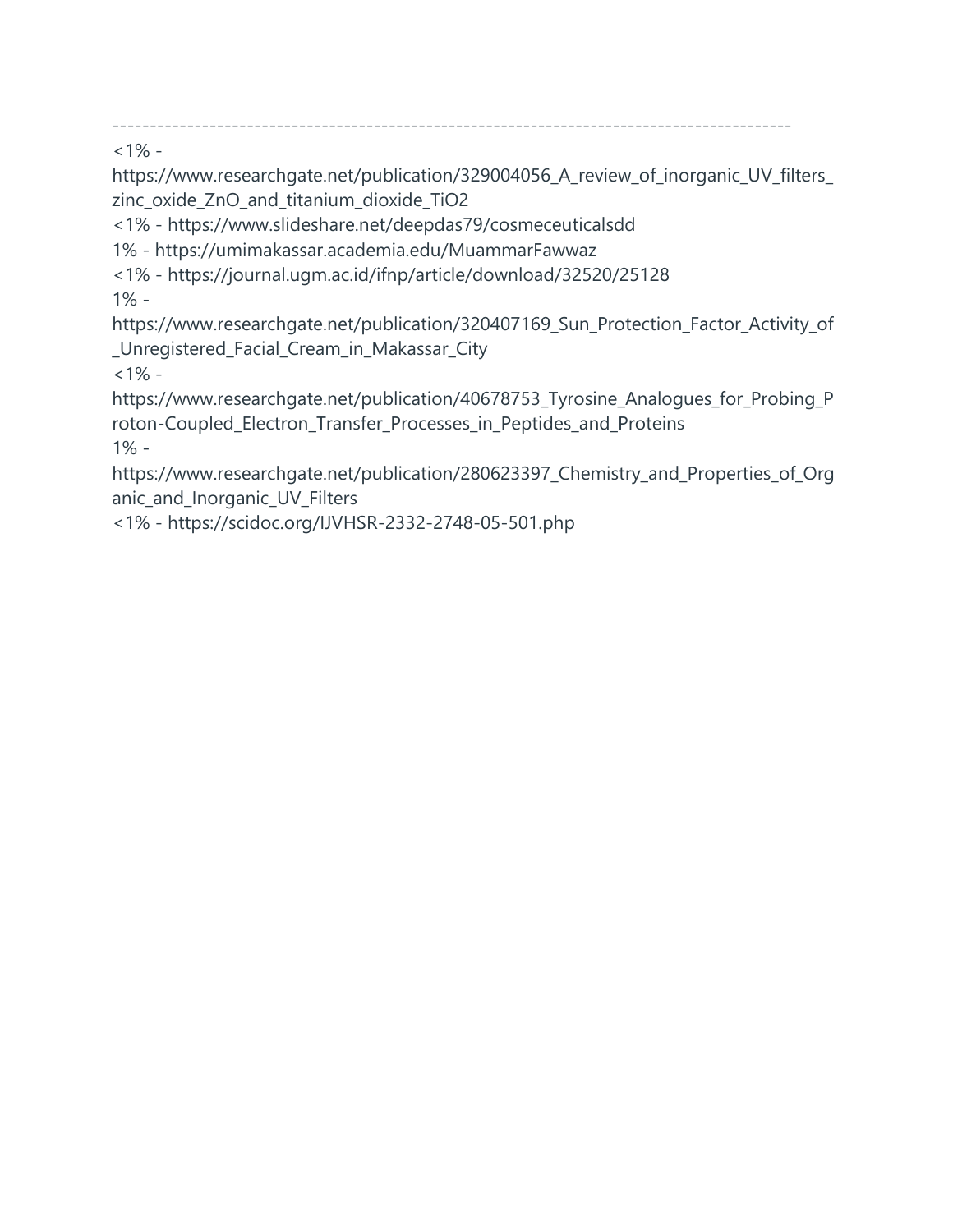-------------------------------------------------------------------------------------------

<1% - https://www.researchgate.net/publication/329004056_A_review_of_inorganic_UV_filters_zinc_oxide_ZnO_and_titanium_dioxide_TiO2

<1% - https://www.slideshare.net/deepdas79/cosmeceuticalsdd

1% - https://umimakassar.academia.edu/MuammarFawwaz

<1% - https://journal.ugm.ac.id/ifnp/article/download/32520/25128

1% - https://www.researchgate.net/publication/320407169_Sun_Protection_Factor_Activity_of_Unregistered_Facial_Cream_in_Makassar_City

<1% - https://www.researchgate.net/publication/40678753_Tyrosine_Analogues_for_Probing_Proton-Coupled_Electron_Transfer_Processes_in_Peptides_and_Proteins

1% - https://www.researchgate.net/publication/280623397_Chemistry_and_Properties_of_Organic_and_Inorganic_UV_Filters

<1% - https://scidoc.org/IJVHSR-2332-2748-05-501.php